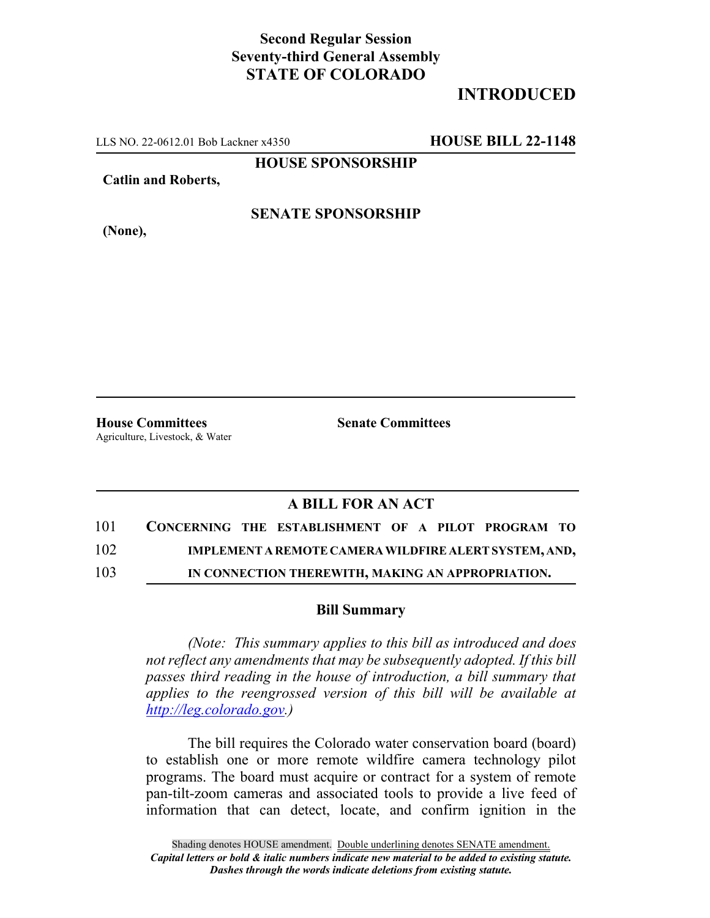**Second Regular Session**
**Seventy-third General Assembly**
**STATE OF COLORADO**

# INTRODUCED

LLS NO. 22-0612.01 Bob Lackner x4350 **HOUSE BILL 22-1148**

**HOUSE SPONSORSHIP**

**Catlin and Roberts,**

**SENATE SPONSORSHIP**

**(None),**

**House Committees**
Agriculture, Livestock, & Water

**Senate Committees**

## A BILL FOR AN ACT

101 **CONCERNING THE ESTABLISHMENT OF A PILOT PROGRAM TO**
102 **IMPLEMENT A REMOTE CAMERA WILDFIRE ALERT SYSTEM, AND,**
103 **IN CONNECTION THEREWITH, MAKING AN APPROPRIATION.**

### Bill Summary

*(Note: This summary applies to this bill as introduced and does not reflect any amendments that may be subsequently adopted. If this bill passes third reading in the house of introduction, a bill summary that applies to the reengrossed version of this bill will be available at http://leg.colorado.gov.)*

The bill requires the Colorado water conservation board (board) to establish one or more remote wildfire camera technology pilot programs. The board must acquire or contract for a system of remote pan-tilt-zoom cameras and associated tools to provide a live feed of information that can detect, locate, and confirm ignition in the

Shading denotes HOUSE amendment. Double underlining denotes SENATE amendment.
*Capital letters or bold & italic numbers indicate new material to be added to existing statute.*
*Dashes through the words indicate deletions from existing statute.*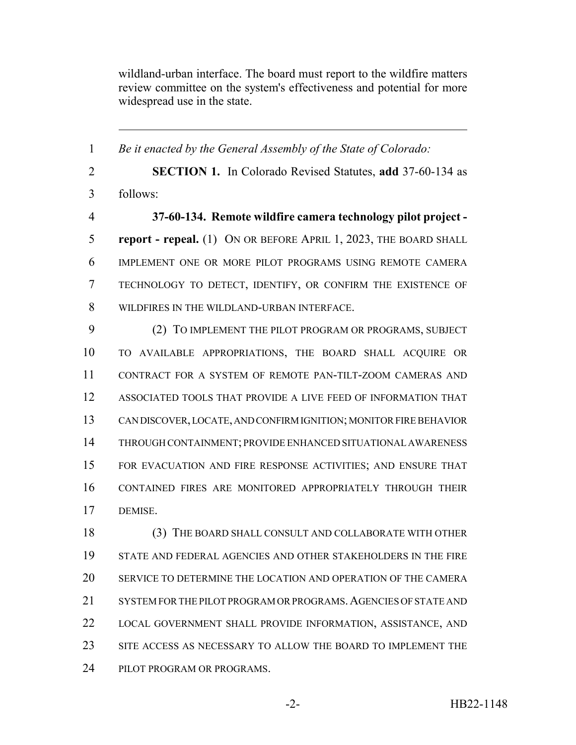wildland-urban interface. The board must report to the wildfire matters review committee on the system's effectiveness and potential for more widespread use in the state.

---

*Be it enacted by the General Assembly of the State of Colorado:*

**SECTION 1.** In Colorado Revised Statutes, **add** 37-60-134 as follows:

**37-60-134. Remote wildfire camera technology pilot project - report - repeal.** (1) ON OR BEFORE APRIL 1, 2023, THE BOARD SHALL IMPLEMENT ONE OR MORE PILOT PROGRAMS USING REMOTE CAMERA TECHNOLOGY TO DETECT, IDENTIFY, OR CONFIRM THE EXISTENCE OF WILDFIRES IN THE WILDLAND-URBAN INTERFACE.

(2) TO IMPLEMENT THE PILOT PROGRAM OR PROGRAMS, SUBJECT TO AVAILABLE APPROPRIATIONS, THE BOARD SHALL ACQUIRE OR CONTRACT FOR A SYSTEM OF REMOTE PAN-TILT-ZOOM CAMERAS AND ASSOCIATED TOOLS THAT PROVIDE A LIVE FEED OF INFORMATION THAT CAN DISCOVER, LOCATE, AND CONFIRM IGNITION; MONITOR FIRE BEHAVIOR THROUGH CONTAINMENT; PROVIDE ENHANCED SITUATIONAL AWARENESS FOR EVACUATION AND FIRE RESPONSE ACTIVITIES; AND ENSURE THAT CONTAINED FIRES ARE MONITORED APPROPRIATELY THROUGH THEIR DEMISE.

(3) THE BOARD SHALL CONSULT AND COLLABORATE WITH OTHER STATE AND FEDERAL AGENCIES AND OTHER STAKEHOLDERS IN THE FIRE SERVICE TO DETERMINE THE LOCATION AND OPERATION OF THE CAMERA SYSTEM FOR THE PILOT PROGRAM OR PROGRAMS. AGENCIES OF STATE AND LOCAL GOVERNMENT SHALL PROVIDE INFORMATION, ASSISTANCE, AND SITE ACCESS AS NECESSARY TO ALLOW THE BOARD TO IMPLEMENT THE PILOT PROGRAM OR PROGRAMS.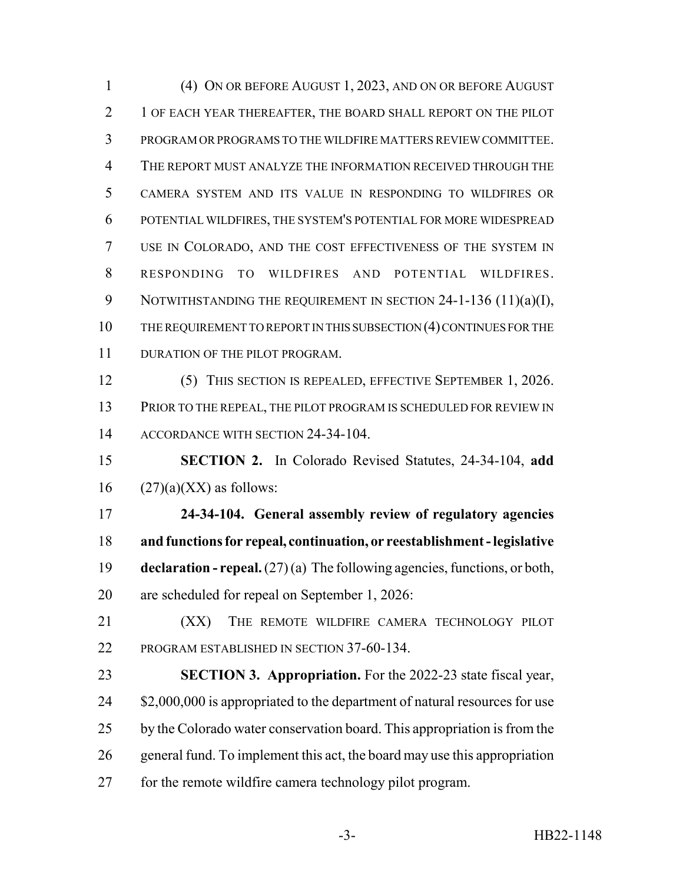(4) ON OR BEFORE AUGUST 1, 2023, AND ON OR BEFORE AUGUST 1 OF EACH YEAR THEREAFTER, THE BOARD SHALL REPORT ON THE PILOT PROGRAM OR PROGRAMS TO THE WILDFIRE MATTERS REVIEW COMMITTEE. THE REPORT MUST ANALYZE THE INFORMATION RECEIVED THROUGH THE CAMERA SYSTEM AND ITS VALUE IN RESPONDING TO WILDFIRES OR POTENTIAL WILDFIRES, THE SYSTEM'S POTENTIAL FOR MORE WIDESPREAD USE IN COLORADO, AND THE COST EFFECTIVENESS OF THE SYSTEM IN RESPONDING TO WILDFIRES AND POTENTIAL WILDFIRES. NOTWITHSTANDING THE REQUIREMENT IN SECTION 24-1-136 (11)(a)(I), THE REQUIREMENT TO REPORT IN THIS SUBSECTION (4) CONTINUES FOR THE DURATION OF THE PILOT PROGRAM.

(5) THIS SECTION IS REPEALED, EFFECTIVE SEPTEMBER 1, 2026. PRIOR TO THE REPEAL, THE PILOT PROGRAM IS SCHEDULED FOR REVIEW IN ACCORDANCE WITH SECTION 24-34-104.

**SECTION 2.** In Colorado Revised Statutes, 24-34-104, **add** (27)(a)(XX) as follows:

**24-34-104. General assembly review of regulatory agencies and functions for repeal, continuation, or reestablishment - legislative declaration - repeal.** (27) (a) The following agencies, functions, or both, are scheduled for repeal on September 1, 2026:

(XX) THE REMOTE WILDFIRE CAMERA TECHNOLOGY PILOT PROGRAM ESTABLISHED IN SECTION 37-60-134.

**SECTION 3. Appropriation.** For the 2022-23 state fiscal year, $2,000,000 is appropriated to the department of natural resources for use by the Colorado water conservation board. This appropriation is from the general fund. To implement this act, the board may use this appropriation for the remote wildfire camera technology pilot program.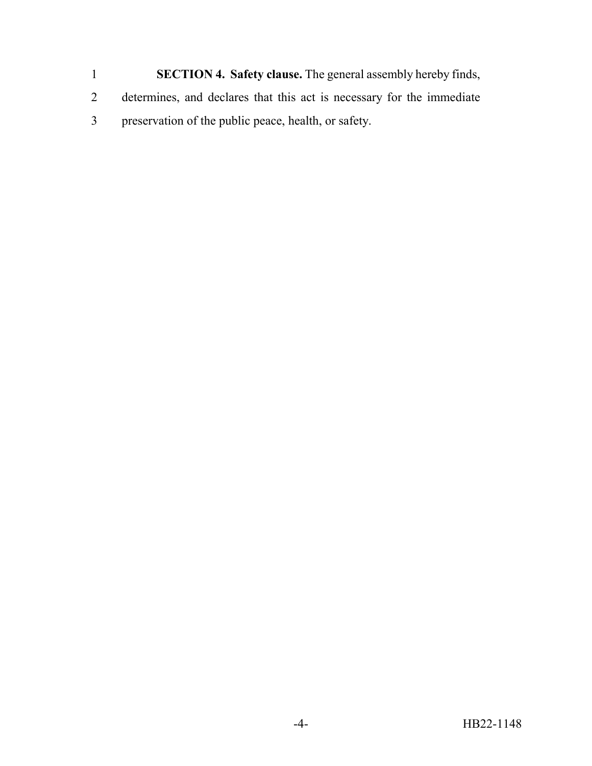**SECTION 4. Safety clause.** The general assembly hereby finds, determines, and declares that this act is necessary for the immediate preservation of the public peace, health, or safety.